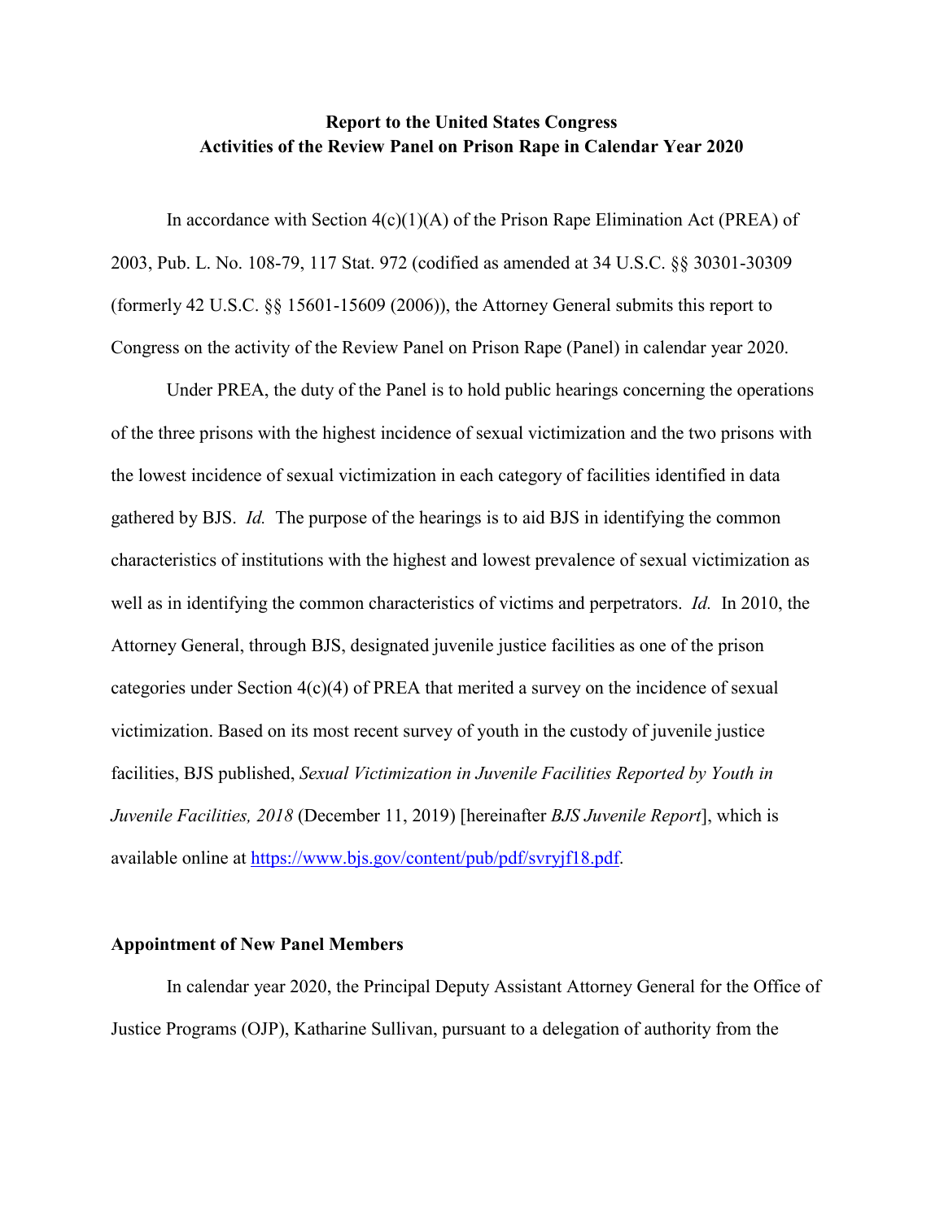**Report to the United States Congress**
**Activities of the Review Panel on Prison Rape in Calendar Year 2020**

In accordance with Section 4(c)(1)(A) of the Prison Rape Elimination Act (PREA) of 2003, Pub. L. No. 108-79, 117 Stat. 972 (codified as amended at 34 U.S.C. §§ 30301-30309 (formerly 42 U.S.C. §§ 15601-15609 (2006)), the Attorney General submits this report to Congress on the activity of the Review Panel on Prison Rape (Panel) in calendar year 2020.

Under PREA, the duty of the Panel is to hold public hearings concerning the operations of the three prisons with the highest incidence of sexual victimization and the two prisons with the lowest incidence of sexual victimization in each category of facilities identified in data gathered by BJS. *Id.* The purpose of the hearings is to aid BJS in identifying the common characteristics of institutions with the highest and lowest prevalence of sexual victimization as well as in identifying the common characteristics of victims and perpetrators. *Id.* In 2010, the Attorney General, through BJS, designated juvenile justice facilities as one of the prison categories under Section 4(c)(4) of PREA that merited a survey on the incidence of sexual victimization. Based on its most recent survey of youth in the custody of juvenile justice facilities, BJS published, *Sexual Victimization in Juvenile Facilities Reported by Youth in Juvenile Facilities, 2018* (December 11, 2019) [hereinafter *BJS Juvenile Report*], which is available online at https://www.bjs.gov/content/pub/pdf/svryjf18.pdf.

## Appointment of New Panel Members

In calendar year 2020, the Principal Deputy Assistant Attorney General for the Office of Justice Programs (OJP), Katharine Sullivan, pursuant to a delegation of authority from the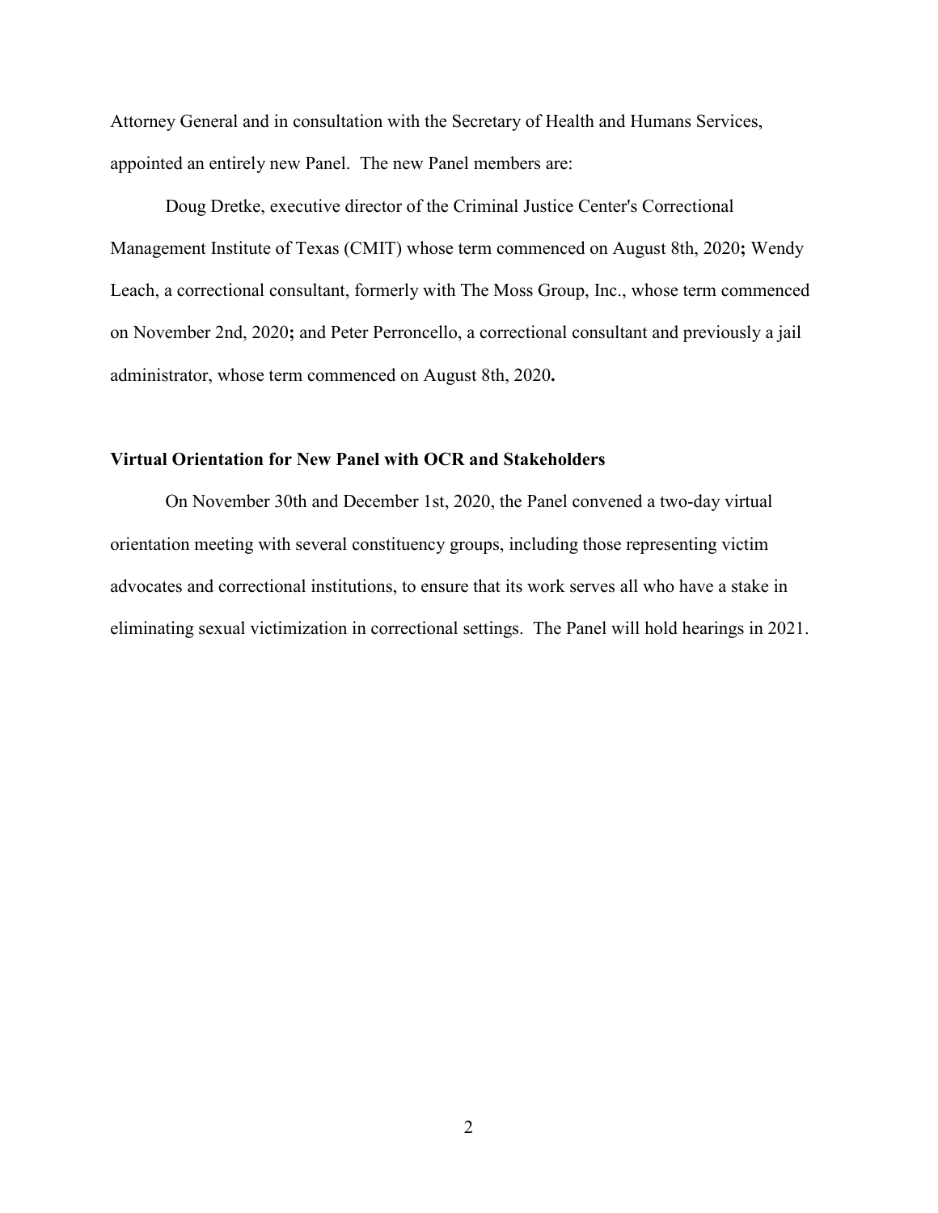Attorney General and in consultation with the Secretary of Health and Humans Services, appointed an entirely new Panel. The new Panel members are:

Doug Dretke, executive director of the Criminal Justice Center's Correctional Management Institute of Texas (CMIT) whose term commenced on August 8th, 2020**;** Wendy Leach, a correctional consultant, formerly with The Moss Group, Inc., whose term commenced on November 2nd, 2020**;** and Peter Perroncello, a correctional consultant and previously a jail administrator, whose term commenced on August 8th, 2020**.**

**Virtual Orientation for New Panel with OCR and Stakeholders**

On November 30th and December 1st, 2020, the Panel convened a two-day virtual orientation meeting with several constituency groups, including those representing victim advocates and correctional institutions, to ensure that its work serves all who have a stake in eliminating sexual victimization in correctional settings. The Panel will hold hearings in 2021.